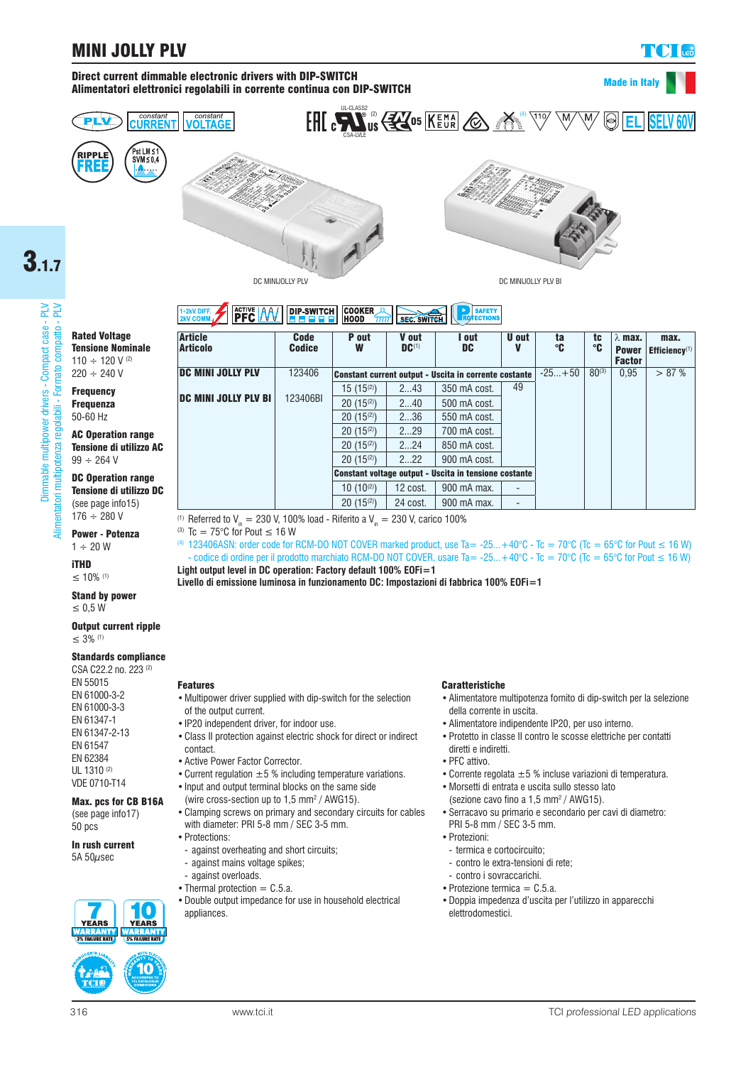# MINI JOLLY PLV

**Direct current dimmable electronic drivers with DIP-SWITCH**
**Alimentatori elettronici regolabili in corrente continua con DIP-SWITCH**

Made in Italy

DC MINIJOLLY PLV

DC MINIJOLLY PLV BI

**Rated Voltage**
**Tensione Nominale**
110 ÷ 120 V [2]
220 ÷ 240 V

**Frequency**
**Frequenza**
50-60 Hz

**AC Operation range**
**Tensione di utilizzo AC**
99 ÷ 264 V

**DC Operation range**
**Tensione di utilizzo DC**
(see page info15)
176 ÷ 280 V

**Power - Potenza**
1 ÷ 20 W

**iTHD**
≤ 10% [1]

**Stand by power**
≤ 0,5 W

**Output current ripple**
≤ 3% [1]

**Standards compliance**
CSA C22.2 no. 223 [2]
EN 55015
EN 61000-3-2
EN 61000-3-3
EN 61347-1
EN 61347-2-13
EN 61547
EN 62384
UL 1310 [2]
VDE 0710-T14

**Max. pcs for CB B16A**
(see page info17)
50 pcs

**In rush current**
5A 50μsec

| Article Articolo | Code Codice | P out W | V out DC[1] | I out DC | U out V | ta °C | tc °C | λ max. Power Factor | max. Efficiency[1] |
|---|---|---|---|---|---|---|---|---|---|
| DC MINI JOLLY PLV | 123406 | Constant current output - Uscita in corrente costante | | | | -25...+50 | 80[3] | 0,95 | > 87 % |
| | | 15 (15[2]) | 2...43 | 350 mA cost. | 49 | | | | |
| DC MINI JOLLY PLV BI | 123406BI | 20 (15[2]) | 2...40 | 500 mA cost. | | | | | |
| | | 20 (15[2]) | 2...36 | 550 mA cost. | | | | | |
| | | 20 (15[2]) | 2...29 | 700 mA cost. | | | | | |
| | | 20 (15[2]) | 2...24 | 850 mA cost. | | | | | |
| | | 20 (15[2]) | 2...22 | 900 mA cost. | | | | | |
| | | Constant voltage output - Uscita in tensione costante | | | | | | | |
| | | 10 (10[2]) | 12 cost. | 900 mA max. | - | | | | |
| | | 20 (15[2]) | 24 cost. | 900 mA max. | - | | | | |

(1) Referred to $V_{in}$ = 230 V, 100% load - Riferito a $V_{in}$ = 230 V, carico 100%
(3) Tc = 75°C for Pout ≤ 16 W
(4) 123406ASN: order code for RCM-DO NOT COVER marked product, use Ta= -25...+40°C - Tc = 70°C (Tc = 65°C for Pout ≤ 16 W)
- codice di ordine per il prodotto marchiato RCM-DO NOT COVER, usare Ta= -25...+40°C - Tc = 70°C (Tc = 65°C for Pout ≤ 16 W)

**Light output level in DC operation: Factory default 100% EOFi=1**
**Livello di emissione luminosa in funzionamento DC: Impostazioni di fabbrica 100% EOFi=1**

**Features**
- Multipower driver supplied with dip-switch for the selection of the output current.
- IP20 independent driver, for indoor use.
- Class II protection against electric shock for direct or indirect contact.
- Active Power Factor Corrector.
- Current regulation ±5 % including temperature variations.
- Input and output terminal blocks on the same side (wire cross-section up to 1,5 mm² / AWG15).
- Clamping screws on primary and secondary circuits for cables with diameter: PRI 5-8 mm / SEC 3-5 mm.
- Protections:
  - against overheating and short circuits;
  - against mains voltage spikes;
  - against overloads.
- Thermal protection = C.5.a.
- Double output impedance for use in household electrical appliances.

**Caratteristiche**
- Alimentatore multipotenza fornito di dip-switch per la selezione della corrente in uscita.
- Alimentatore indipendente IP20, per uso interno.
- Protetto in classe II contro le scosse elettriche per contatti diretti e indiretti.
- PFC attivo.
- Corrente regolata ±5 % incluse variazioni di temperatura.
- Morsetti di entrata e uscita sullo stesso lato (sezione cavo fino a 1,5 mm² / AWG15).
- Serracavo su primario e secondario per cavi di diametro: PRI 5-8 mm / SEC 3-5 mm.
- Protezioni:
  - termica e cortocircuito;
  - contro le extra-tensioni di rete;
  - contro i sovraccarichi.
- Protezione termica = C.5.a.
- Doppia impedenza d'uscita per l'utilizzo in apparecchi elettrodomestici.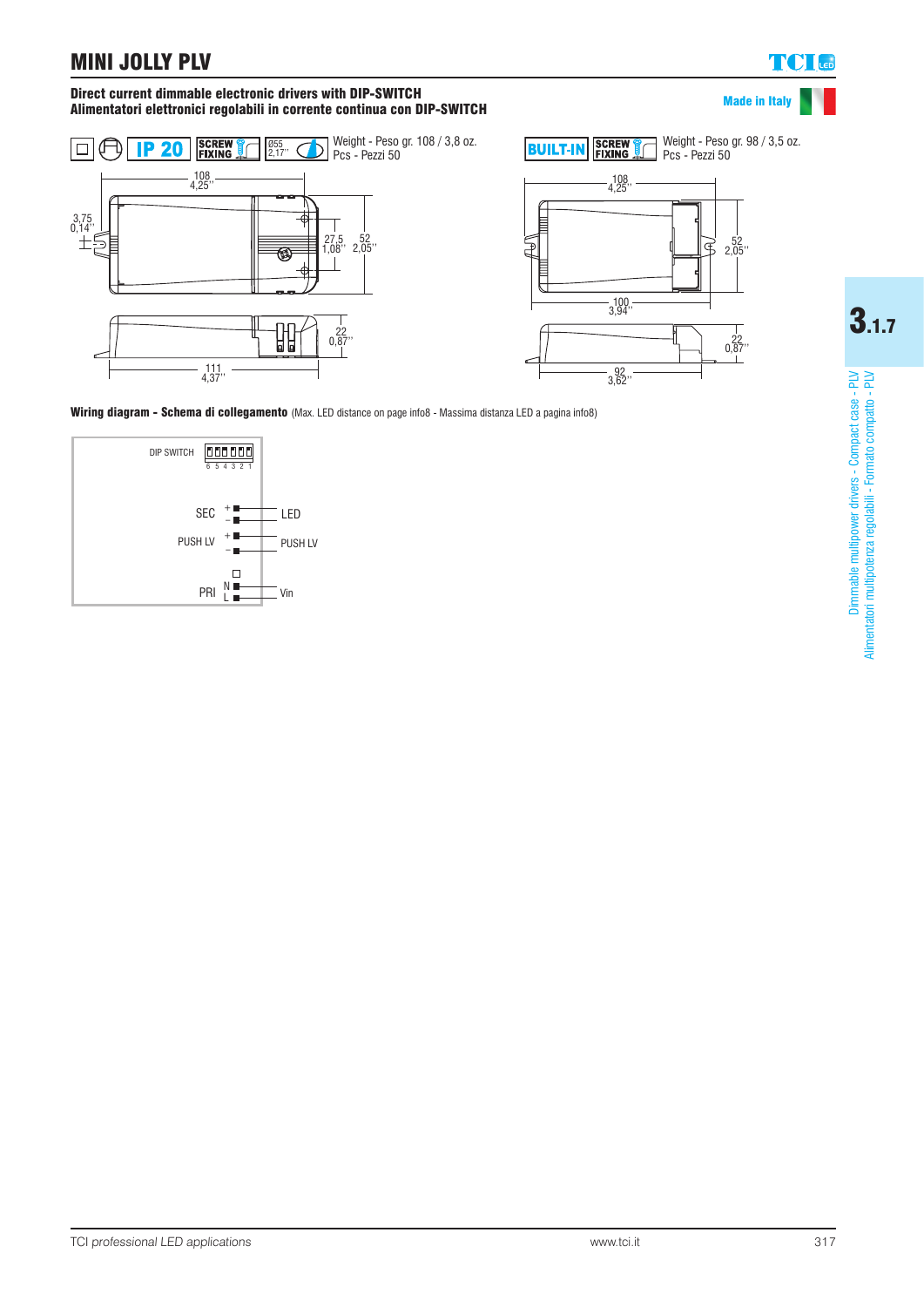# MINI JOLLY PLV

**Direct current dimmable electronic drivers with DIP-SWITCH**
**Alimentatori elettronici regolabili in corrente continua con DIP-SWITCH**

Made in Italy

IP 20 SCREW FIXING Ø55 2,17''

Weight - Peso gr. 108 / 3,8 oz.
Pcs - Pezzi 50

108
4,25''

3,75
0,14''

27,5
1,08''

52
2,05''

22
0,87''

111
4,37''

BUILT-IN SCREW FIXING

Weight - Peso gr. 98 / 3,5 oz.
Pcs - Pezzi 50

108
4,25''

52
2,05''

100
3,94''

22
0,87''

92
3,62''

3.1.7

Dimmable multipower drivers - Compact case - PLV
Alimentatori multipotenza regolabili - Formato compatto - PLV

**Wiring diagram - Schema di collegamento** (Max. LED distance on page info8 - Massima distanza LED a pagina info8)

DIP SWITCH
6 5 4 3 2 1

SEC + – LED

PUSH LV + – PUSH LV

PRI N L Vin